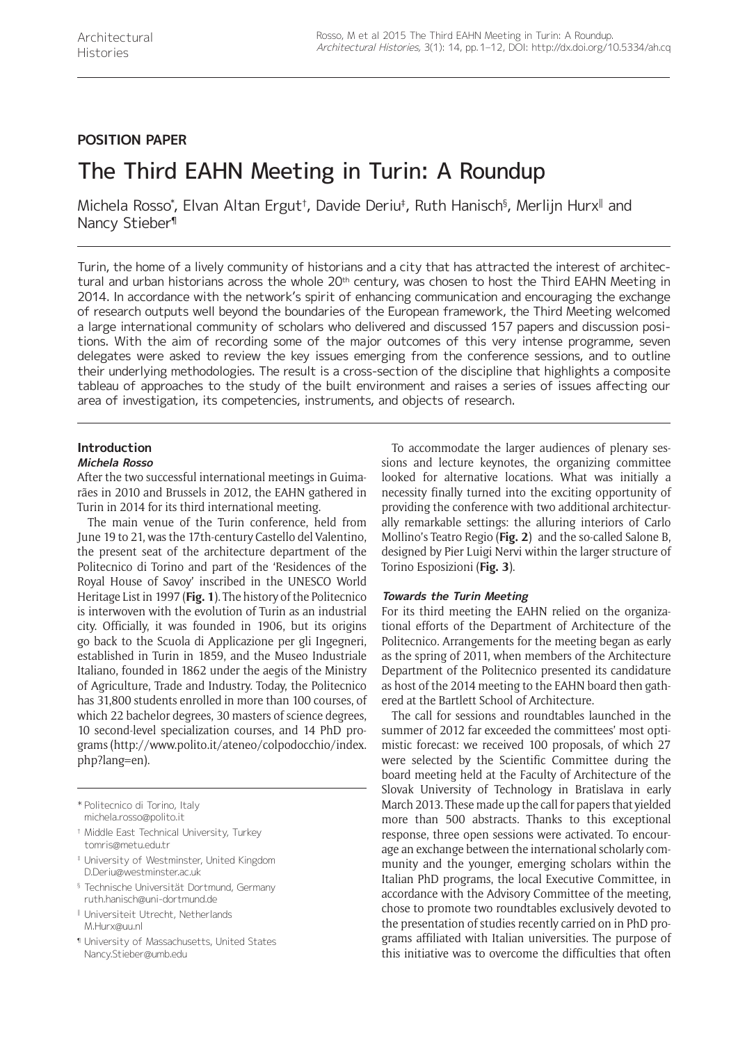## POSITION PAPER

# The Third EAHN Meeting in Turin: A Roundup

Michela Rosso[*], Elvan Altan Ergut[†], Davide Deriu[‡], Ruth Hanisch[§], Merlijn Hurx[‖] and Nancy Stieber[¶]

Turin, the home of a lively community of historians and a city that has attracted the interest of architectural and urban historians across the whole 20th century, was chosen to host the Third EAHN Meeting in 2014. In accordance with the network's spirit of enhancing communication and encouraging the exchange of research outputs well beyond the boundaries of the European framework, the Third Meeting welcomed a large international community of scholars who delivered and discussed 157 papers and discussion positions. With the aim of recording some of the major outcomes of this very intense programme, seven delegates were asked to review the key issues emerging from the conference sessions, and to outline their underlying methodologies. The result is a cross-section of the discipline that highlights a composite tableau of approaches to the study of the built environment and raises a series of issues affecting our area of investigation, its competencies, instruments, and objects of research.

## Introduction

***Michela Rosso***

After the two successful international meetings in Guimarães in 2010 and Brussels in 2012, the EAHN gathered in Turin in 2014 for its third international meeting.

The main venue of the Turin conference, held from June 19 to 21, was the 17th-century Castello del Valentino, the present seat of the architecture department of the Politecnico di Torino and part of the 'Residences of the Royal House of Savoy' inscribed in the UNESCO World Heritage List in 1997 (**Fig. 1**). The history of the Politecnico is interwoven with the evolution of Turin as an industrial city. Officially, it was founded in 1906, but its origins go back to the Scuola di Applicazione per gli Ingegneri, established in Turin in 1859, and the Museo Industriale Italiano, founded in 1862 under the aegis of the Ministry of Agriculture, Trade and Industry. Today, the Politecnico has 31,800 students enrolled in more than 100 courses, of which 22 bachelor degrees, 30 masters of science degrees, 10 second-level specialization courses, and 14 PhD programs (http://www.polito.it/ateneo/colpodocchio/index.php?lang=en).

To accommodate the larger audiences of plenary sessions and lecture keynotes, the organizing committee looked for alternative locations. What was initially a necessity finally turned into the exciting opportunity of providing the conference with two additional architecturally remarkable settings: the alluring interiors of Carlo Mollino's Teatro Regio (**Fig. 2**) and the so-called Salone B, designed by Pier Luigi Nervi within the larger structure of Torino Esposizioni (**Fig. 3**).

### *Towards the Turin Meeting*

For its third meeting the EAHN relied on the organizational efforts of the Department of Architecture of the Politecnico. Arrangements for the meeting began as early as the spring of 2011, when members of the Architecture Department of the Politecnico presented its candidature as host of the 2014 meeting to the EAHN board then gathered at the Bartlett School of Architecture.

The call for sessions and roundtables launched in the summer of 2012 far exceeded the committees' most optimistic forecast: we received 100 proposals, of which 27 were selected by the Scientific Committee during the board meeting held at the Faculty of Architecture of the Slovak University of Technology in Bratislava in early March 2013. These made up the call for papers that yielded more than 500 abstracts. Thanks to this exceptional response, three open sessions were activated. To encourage an exchange between the international scholarly community and the younger, emerging scholars within the Italian PhD programs, the local Executive Committee, in accordance with the Advisory Committee of the meeting, chose to promote two roundtables exclusively devoted to the presentation of studies recently carried on in PhD programs affiliated with Italian universities. The purpose of this initiative was to overcome the difficulties that often

[*] Politecnico di Torino, Italy
michela.rosso@polito.it

[†] Middle East Technical University, Turkey
tomris@metu.edu.tr

[‡] University of Westminster, United Kingdom
D.Deriu@westminster.ac.uk

[§] Technische Universität Dortmund, Germany
ruth.hanisch@uni-dortmund.de

[‖] Universiteit Utrecht, Netherlands
M.Hurx@uu.nl

[¶] University of Massachusetts, United States
Nancy.Stieber@umb.edu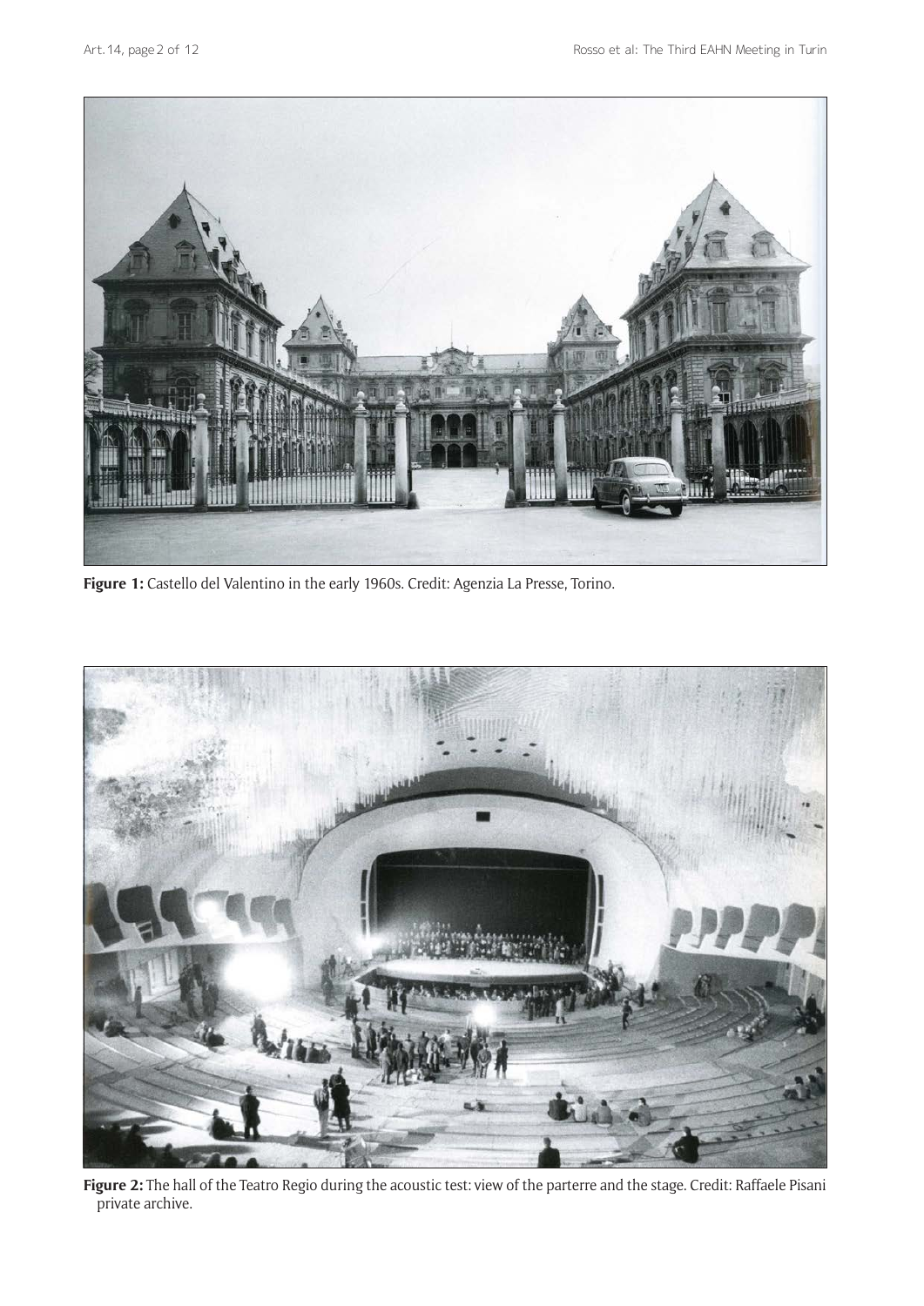**Figure 1:** Castello del Valentino in the early 1960s. Credit: Agenzia La Presse, Torino.

**Figure 2:** The hall of the Teatro Regio during the acoustic test: view of the parterre and the stage. Credit: Raffaele Pisani private archive.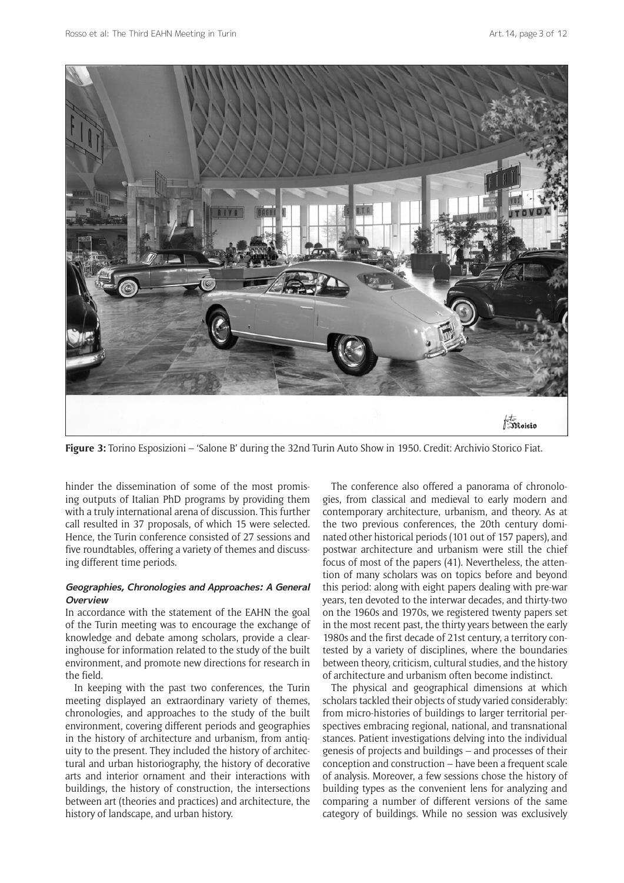**Figure 3:** Torino Esposizioni – 'Salone B' during the 32nd Turin Auto Show in 1950. Credit: Archivio Storico Fiat.

hinder the dissemination of some of the most promising outputs of Italian PhD programs by providing them with a truly international arena of discussion. This further call resulted in 37 proposals, of which 15 were selected. Hence, the Turin conference consisted of 27 sessions and five roundtables, offering a variety of themes and discussing different time periods.

### Geographies, Chronologies and Approaches: A General Overview

In accordance with the statement of the EAHN the goal of the Turin meeting was to encourage the exchange of knowledge and debate among scholars, provide a clearinghouse for information related to the study of the built environment, and promote new directions for research in the field.

In keeping with the past two conferences, the Turin meeting displayed an extraordinary variety of themes, chronologies, and approaches to the study of the built environment, covering different periods and geographies in the history of architecture and urbanism, from antiquity to the present. They included the history of architectural and urban historiography, the history of decorative arts and interior ornament and their interactions with buildings, the history of construction, the intersections between art (theories and practices) and architecture, the history of landscape, and urban history.

The conference also offered a panorama of chronologies, from classical and medieval to early modern and contemporary architecture, urbanism, and theory. As at the two previous conferences, the 20th century dominated other historical periods (101 out of 157 papers), and postwar architecture and urbanism were still the chief focus of most of the papers (41). Nevertheless, the attention of many scholars was on topics before and beyond this period: along with eight papers dealing with pre-war years, ten devoted to the interwar decades, and thirty-two on the 1960s and 1970s, we registered twenty papers set in the most recent past, the thirty years between the early 1980s and the first decade of 21st century, a territory contested by a variety of disciplines, where the boundaries between theory, criticism, cultural studies, and the history of architecture and urbanism often become indistinct.

The physical and geographical dimensions at which scholars tackled their objects of study varied considerably: from micro-histories of buildings to larger territorial perspectives embracing regional, national, and transnational stances. Patient investigations delving into the individual genesis of projects and buildings – and processes of their conception and construction – have been a frequent scale of analysis. Moreover, a few sessions chose the history of building types as the convenient lens for analyzing and comparing a number of different versions of the same category of buildings. While no session was exclusively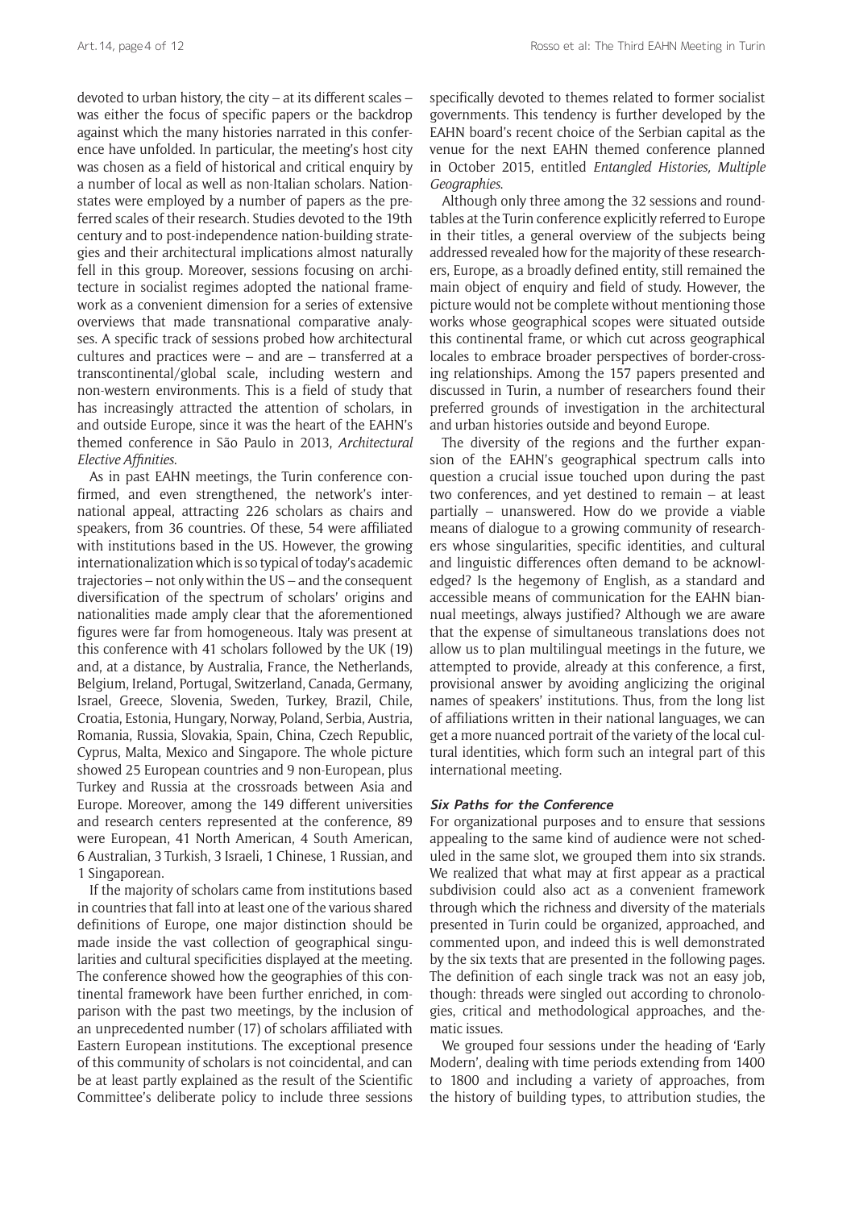devoted to urban history, the city – at its different scales – was either the focus of specific papers or the backdrop against which the many histories narrated in this conference have unfolded. In particular, the meeting's host city was chosen as a field of historical and critical enquiry by a number of local as well as non-Italian scholars. Nation-states were employed by a number of papers as the preferred scales of their research. Studies devoted to the 19th century and to post-independence nation-building strategies and their architectural implications almost naturally fell in this group. Moreover, sessions focusing on architecture in socialist regimes adopted the national framework as a convenient dimension for a series of extensive overviews that made transnational comparative analyses. A specific track of sessions probed how architectural cultures and practices were – and are – transferred at a transcontinental/global scale, including western and non-western environments. This is a field of study that has increasingly attracted the attention of scholars, in and outside Europe, since it was the heart of the EAHN's themed conference in São Paulo in 2013, *Architectural Elective Affinities*.

As in past EAHN meetings, the Turin conference confirmed, and even strengthened, the network's international appeal, attracting 226 scholars as chairs and speakers, from 36 countries. Of these, 54 were affiliated with institutions based in the US. However, the growing internationalization which is so typical of today's academic trajectories – not only within the US – and the consequent diversification of the spectrum of scholars' origins and nationalities made amply clear that the aforementioned figures were far from homogeneous. Italy was present at this conference with 41 scholars followed by the UK (19) and, at a distance, by Australia, France, the Netherlands, Belgium, Ireland, Portugal, Switzerland, Canada, Germany, Israel, Greece, Slovenia, Sweden, Turkey, Brazil, Chile, Croatia, Estonia, Hungary, Norway, Poland, Serbia, Austria, Romania, Russia, Slovakia, Spain, China, Czech Republic, Cyprus, Malta, Mexico and Singapore. The whole picture showed 25 European countries and 9 non-European, plus Turkey and Russia at the crossroads between Asia and Europe. Moreover, among the 149 different universities and research centers represented at the conference, 89 were European, 41 North American, 4 South American, 6 Australian, 3 Turkish, 3 Israeli, 1 Chinese, 1 Russian, and 1 Singaporean.

If the majority of scholars came from institutions based in countries that fall into at least one of the various shared definitions of Europe, one major distinction should be made inside the vast collection of geographical singularities and cultural specificities displayed at the meeting. The conference showed how the geographies of this continental framework have been further enriched, in comparison with the past two meetings, by the inclusion of an unprecedented number (17) of scholars affiliated with Eastern European institutions. The exceptional presence of this community of scholars is not coincidental, and can be at least partly explained as the result of the Scientific Committee's deliberate policy to include three sessions specifically devoted to themes related to former socialist governments. This tendency is further developed by the EAHN board's recent choice of the Serbian capital as the venue for the next EAHN themed conference planned in October 2015, entitled *Entangled Histories, Multiple Geographies*.

Although only three among the 32 sessions and roundtables at the Turin conference explicitly referred to Europe in their titles, a general overview of the subjects being addressed revealed how for the majority of these researchers, Europe, as a broadly defined entity, still remained the main object of enquiry and field of study. However, the picture would not be complete without mentioning those works whose geographical scopes were situated outside this continental frame, or which cut across geographical locales to embrace broader perspectives of border-crossing relationships. Among the 157 papers presented and discussed in Turin, a number of researchers found their preferred grounds of investigation in the architectural and urban histories outside and beyond Europe.

The diversity of the regions and the further expansion of the EAHN's geographical spectrum calls into question a crucial issue touched upon during the past two conferences, and yet destined to remain – at least partially – unanswered. How do we provide a viable means of dialogue to a growing community of researchers whose singularities, specific identities, and cultural and linguistic differences often demand to be acknowledged? Is the hegemony of English, as a standard and accessible means of communication for the EAHN biannual meetings, always justified? Although we are aware that the expense of simultaneous translations does not allow us to plan multilingual meetings in the future, we attempted to provide, already at this conference, a first, provisional answer by avoiding anglicizing the original names of speakers' institutions. Thus, from the long list of affiliations written in their national languages, we can get a more nuanced portrait of the variety of the local cultural identities, which form such an integral part of this international meeting.

### Six Paths for the Conference

For organizational purposes and to ensure that sessions appealing to the same kind of audience were not scheduled in the same slot, we grouped them into six strands. We realized that what may at first appear as a practical subdivision could also act as a convenient framework through which the richness and diversity of the materials presented in Turin could be organized, approached, and commented upon, and indeed this is well demonstrated by the six texts that are presented in the following pages. The definition of each single track was not an easy job, though: threads were singled out according to chronologies, critical and methodological approaches, and thematic issues.

We grouped four sessions under the heading of 'Early Modern', dealing with time periods extending from 1400 to 1800 and including a variety of approaches, from the history of building types, to attribution studies, the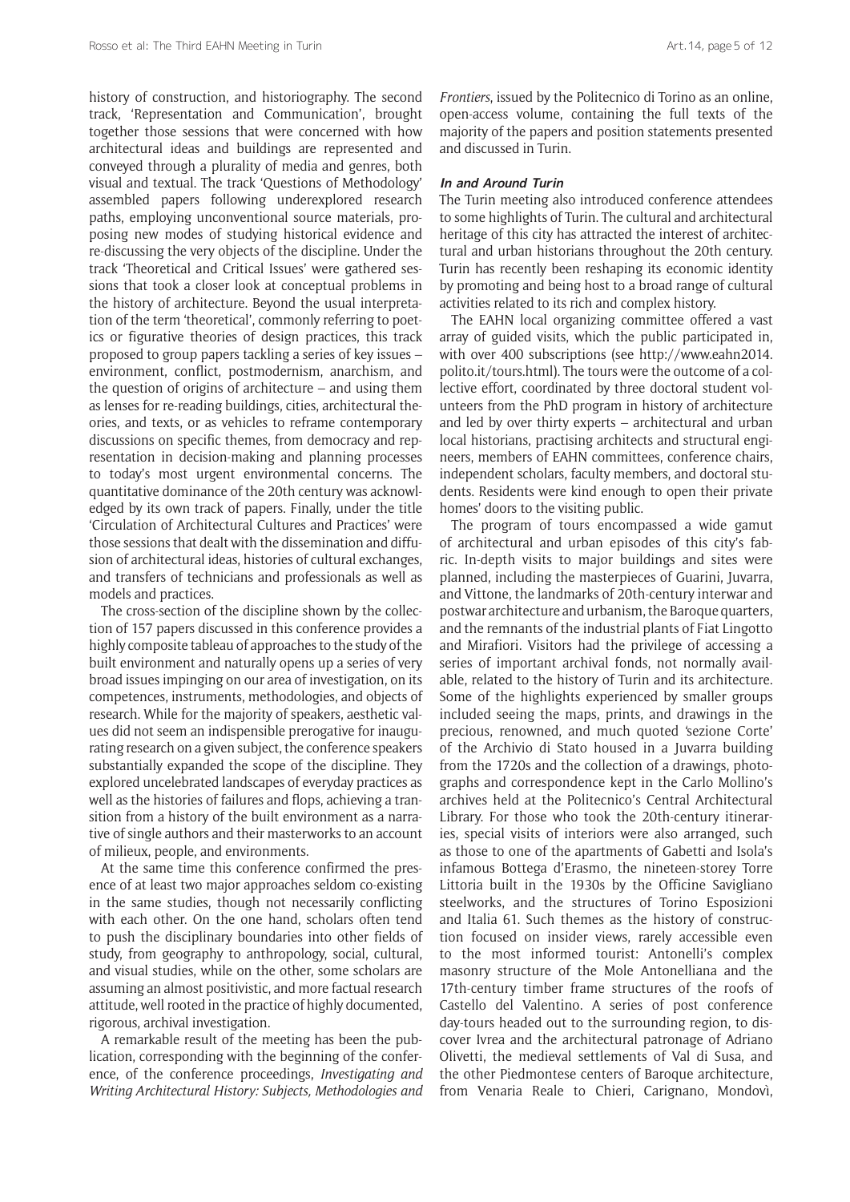history of construction, and historiography. The second track, 'Representation and Communication', brought together those sessions that were concerned with how architectural ideas and buildings are represented and conveyed through a plurality of media and genres, both visual and textual. The track 'Questions of Methodology' assembled papers following underexplored research paths, employing unconventional source materials, proposing new modes of studying historical evidence and re-discussing the very objects of the discipline. Under the track 'Theoretical and Critical Issues' were gathered sessions that took a closer look at conceptual problems in the history of architecture. Beyond the usual interpretation of the term 'theoretical', commonly referring to poetics or figurative theories of design practices, this track proposed to group papers tackling a series of key issues – environment, conflict, postmodernism, anarchism, and the question of origins of architecture – and using them as lenses for re-reading buildings, cities, architectural theories, and texts, or as vehicles to reframe contemporary discussions on specific themes, from democracy and representation in decision-making and planning processes to today's most urgent environmental concerns. The quantitative dominance of the 20th century was acknowledged by its own track of papers. Finally, under the title 'Circulation of Architectural Cultures and Practices' were those sessions that dealt with the dissemination and diffusion of architectural ideas, histories of cultural exchanges, and transfers of technicians and professionals as well as models and practices.

The cross-section of the discipline shown by the collection of 157 papers discussed in this conference provides a highly composite tableau of approaches to the study of the built environment and naturally opens up a series of very broad issues impinging on our area of investigation, on its competences, instruments, methodologies, and objects of research. While for the majority of speakers, aesthetic values did not seem an indispensible prerogative for inaugurating research on a given subject, the conference speakers substantially expanded the scope of the discipline. They explored uncelebrated landscapes of everyday practices as well as the histories of failures and flops, achieving a transition from a history of the built environment as a narrative of single authors and their masterworks to an account of milieux, people, and environments.

At the same time this conference confirmed the presence of at least two major approaches seldom co-existing in the same studies, though not necessarily conflicting with each other. On the one hand, scholars often tend to push the disciplinary boundaries into other fields of study, from geography to anthropology, social, cultural, and visual studies, while on the other, some scholars are assuming an almost positivistic, and more factual research attitude, well rooted in the practice of highly documented, rigorous, archival investigation.

A remarkable result of the meeting has been the publication, corresponding with the beginning of the conference, of the conference proceedings, *Investigating and Writing Architectural History: Subjects, Methodologies and Frontiers*, issued by the Politecnico di Torino as an online, open-access volume, containing the full texts of the majority of the papers and position statements presented and discussed in Turin.

#### In and Around Turin

The Turin meeting also introduced conference attendees to some highlights of Turin. The cultural and architectural heritage of this city has attracted the interest of architectural and urban historians throughout the 20th century. Turin has recently been reshaping its economic identity by promoting and being host to a broad range of cultural activities related to its rich and complex history.

The EAHN local organizing committee offered a vast array of guided visits, which the public participated in, with over 400 subscriptions (see http://www.eahn2014.polito.it/tours.html). The tours were the outcome of a collective effort, coordinated by three doctoral student volunteers from the PhD program in history of architecture and led by over thirty experts – architectural and urban local historians, practising architects and structural engineers, members of EAHN committees, conference chairs, independent scholars, faculty members, and doctoral students. Residents were kind enough to open their private homes' doors to the visiting public.

The program of tours encompassed a wide gamut of architectural and urban episodes of this city's fabric. In-depth visits to major buildings and sites were planned, including the masterpieces of Guarini, Juvarra, and Vittone, the landmarks of 20th-century interwar and postwar architecture and urbanism, the Baroque quarters, and the remnants of the industrial plants of Fiat Lingotto and Mirafiori. Visitors had the privilege of accessing a series of important archival fonds, not normally available, related to the history of Turin and its architecture. Some of the highlights experienced by smaller groups included seeing the maps, prints, and drawings in the precious, renowned, and much quoted 'sezione Corte' of the Archivio di Stato housed in a Juvarra building from the 1720s and the collection of a drawings, photographs and correspondence kept in the Carlo Mollino's archives held at the Politecnico's Central Architectural Library. For those who took the 20th-century itineraries, special visits of interiors were also arranged, such as those to one of the apartments of Gabetti and Isola's infamous Bottega d'Erasmo, the nineteen-storey Torre Littoria built in the 1930s by the Officine Savigliano steelworks, and the structures of Torino Esposizioni and Italia 61. Such themes as the history of construction focused on insider views, rarely accessible even to the most informed tourist: Antonelli's complex masonry structure of the Mole Antonelliana and the 17th-century timber frame structures of the roofs of Castello del Valentino. A series of post conference day-tours headed out to the surrounding region, to discover Ivrea and the architectural patronage of Adriano Olivetti, the medieval settlements of Val di Susa, and the other Piedmontese centers of Baroque architecture, from Venaria Reale to Chieri, Carignano, Mondovì,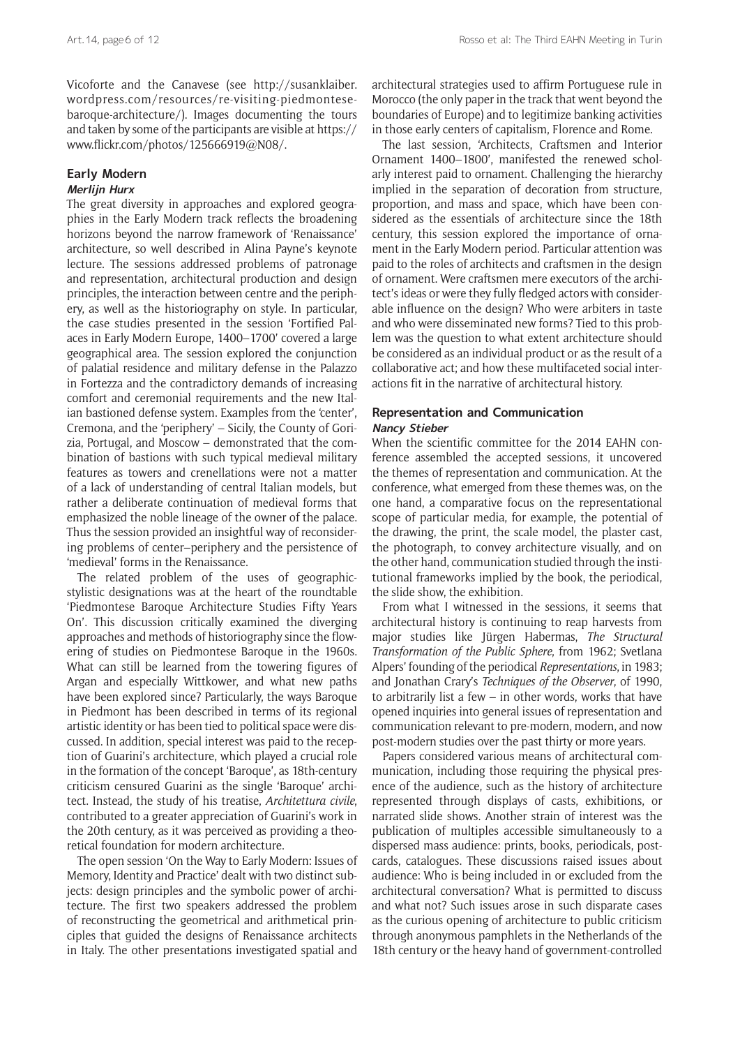Vicoforte and the Canavese (see http://susanklaiber.wordpress.com/resources/re-visiting-piedmontese-baroque-architecture/). Images documenting the tours and taken by some of the participants are visible at https://www.flickr.com/photos/125666919@N08/.

## Early Modern

***Merlijn Hurx***

The great diversity in approaches and explored geographies in the Early Modern track reflects the broadening horizons beyond the narrow framework of 'Renaissance' architecture, so well described in Alina Payne's keynote lecture. The sessions addressed problems of patronage and representation, architectural production and design principles, the interaction between centre and the periphery, as well as the historiography on style. In particular, the case studies presented in the session 'Fortified Palaces in Early Modern Europe, 1400–1700' covered a large geographical area. The session explored the conjunction of palatial residence and military defense in the Palazzo in Fortezza and the contradictory demands of increasing comfort and ceremonial requirements and the new Italian bastioned defense system. Examples from the 'center', Cremona, and the 'periphery' – Sicily, the County of Gorizia, Portugal, and Moscow – demonstrated that the combination of bastions with such typical medieval military features as towers and crenellations were not a matter of a lack of understanding of central Italian models, but rather a deliberate continuation of medieval forms that emphasized the noble lineage of the owner of the palace. Thus the session provided an insightful way of reconsidering problems of center–periphery and the persistence of 'medieval' forms in the Renaissance.

The related problem of the uses of geographic-stylistic designations was at the heart of the roundtable 'Piedmontese Baroque Architecture Studies Fifty Years On'. This discussion critically examined the diverging approaches and methods of historiography since the flowering of studies on Piedmontese Baroque in the 1960s. What can still be learned from the towering figures of Argan and especially Wittkower, and what new paths have been explored since? Particularly, the ways Baroque in Piedmont has been described in terms of its regional artistic identity or has been tied to political space were discussed. In addition, special interest was paid to the reception of Guarini's architecture, which played a crucial role in the formation of the concept 'Baroque', as 18th-century criticism censured Guarini as the single 'Baroque' architect. Instead, the study of his treatise, *Architettura civile*, contributed to a greater appreciation of Guarini's work in the 20th century, as it was perceived as providing a theoretical foundation for modern architecture.

The open session 'On the Way to Early Modern: Issues of Memory, Identity and Practice' dealt with two distinct subjects: design principles and the symbolic power of architecture. The first two speakers addressed the problem of reconstructing the geometrical and arithmetical principles that guided the designs of Renaissance architects in Italy. The other presentations investigated spatial and architectural strategies used to affirm Portuguese rule in Morocco (the only paper in the track that went beyond the boundaries of Europe) and to legitimize banking activities in those early centers of capitalism, Florence and Rome.

The last session, 'Architects, Craftsmen and Interior Ornament 1400–1800', manifested the renewed scholarly interest paid to ornament. Challenging the hierarchy implied in the separation of decoration from structure, proportion, and mass and space, which have been considered as the essentials of architecture since the 18th century, this session explored the importance of ornament in the Early Modern period. Particular attention was paid to the roles of architects and craftsmen in the design of ornament. Were craftsmen mere executors of the architect's ideas or were they fully fledged actors with considerable influence on the design? Who were arbiters in taste and who were disseminated new forms? Tied to this problem was the question to what extent architecture should be considered as an individual product or as the result of a collaborative act; and how these multifaceted social interactions fit in the narrative of architectural history.

## Representation and Communication

***Nancy Stieber***

When the scientific committee for the 2014 EAHN conference assembled the accepted sessions, it uncovered the themes of representation and communication. At the conference, what emerged from these themes was, on the one hand, a comparative focus on the representational scope of particular media, for example, the potential of the drawing, the print, the scale model, the plaster cast, the photograph, to convey architecture visually, and on the other hand, communication studied through the institutional frameworks implied by the book, the periodical, the slide show, the exhibition.

From what I witnessed in the sessions, it seems that architectural history is continuing to reap harvests from major studies like Jürgen Habermas, *The Structural Transformation of the Public Sphere*, from 1962; Svetlana Alpers' founding of the periodical *Representations*, in 1983; and Jonathan Crary's *Techniques of the Observer*, of 1990, to arbitrarily list a few – in other words, works that have opened inquiries into general issues of representation and communication relevant to pre-modern, modern, and now post-modern studies over the past thirty or more years.

Papers considered various means of architectural communication, including those requiring the physical presence of the audience, such as the history of architecture represented through displays of casts, exhibitions, or narrated slide shows. Another strain of interest was the publication of multiples accessible simultaneously to a dispersed mass audience: prints, books, periodicals, postcards, catalogues. These discussions raised issues about audience: Who is being included in or excluded from the architectural conversation? What is permitted to discuss and what not? Such issues arose in such disparate cases as the curious opening of architecture to public criticism through anonymous pamphlets in the Netherlands of the 18th century or the heavy hand of government-controlled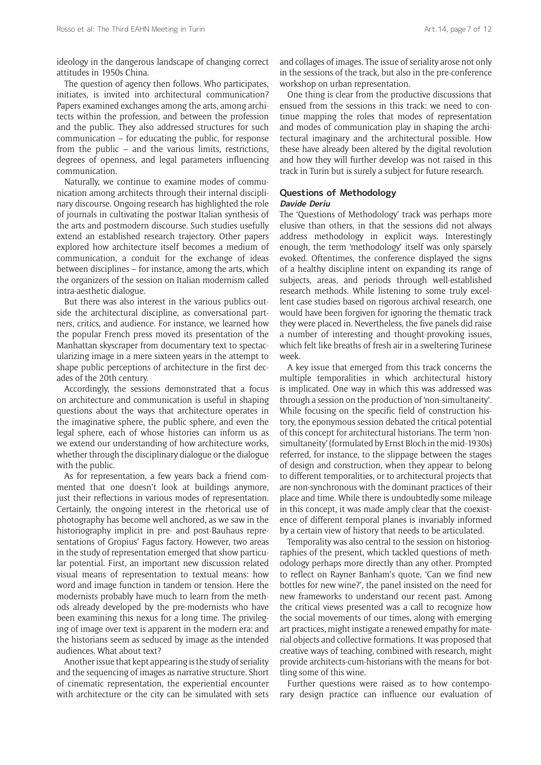ideology in the dangerous landscape of changing correct attitudes in 1950s China.

The question of agency then follows. Who participates, initiates, is invited into architectural communication? Papers examined exchanges among the arts, among architects within the profession, and between the profession and the public. They also addressed structures for such communication – for educating the public, for response from the public – and the various limits, restrictions, degrees of openness, and legal parameters influencing communication.

Naturally, we continue to examine modes of communication among architects through their internal disciplinary discourse. Ongoing research has highlighted the role of journals in cultivating the postwar Italian synthesis of the arts and postmodern discourse. Such studies usefully extend an established research trajectory. Other papers explored how architecture itself becomes a medium of communication, a conduit for the exchange of ideas between disciplines – for instance, among the arts, which the organizers of the session on Italian modernism called intra-aesthetic dialogue.

But there was also interest in the various publics outside the architectural discipline, as conversational partners, critics, and audience. For instance, we learned how the popular French press moved its presentation of the Manhattan skyscraper from documentary text to spectacularizing image in a mere sixteen years in the attempt to shape public perceptions of architecture in the first decades of the 20th century.

Accordingly, the sessions demonstrated that a focus on architecture and communication is useful in shaping questions about the ways that architecture operates in the imaginative sphere, the public sphere, and even the legal sphere, each of whose histories can inform us as we extend our understanding of how architecture works, whether through the disciplinary dialogue or the dialogue with the public.

As for representation, a few years back a friend commented that one doesn't look at buildings anymore, just their reflections in various modes of representation. Certainly, the ongoing interest in the rhetorical use of photography has become well anchored, as we saw in the historiography implicit in pre- and post-Bauhaus representations of Gropius' Fagus factory. However, two areas in the study of representation emerged that show particular potential. First, an important new discussion related visual means of representation to textual means: how word and image function in tandem or tension. Here the modernists probably have much to learn from the methods already developed by the pre-modernists who have been examining this nexus for a long time. The privileging of image over text is apparent in the modern era: and the historians seem as seduced by image as the intended audiences. What about text?

Another issue that kept appearing is the study of seriality and the sequencing of images as narrative structure. Short of cinematic representation, the experiential encounter with architecture or the city can be simulated with sets and collages of images. The issue of seriality arose not only in the sessions of the track, but also in the pre-conference workshop on urban representation.

One thing is clear from the productive discussions that ensued from the sessions in this track: we need to continue mapping the roles that modes of representation and modes of communication play in shaping the architectural imaginary and the architectural possible. How these have already been altered by the digital revolution and how they will further develop was not raised in this track in Turin but is surely a subject for future research.

## Questions of Methodology

***Davide Deriu***

The 'Questions of Methodology' track was perhaps more elusive than others, in that the sessions did not always address methodology in explicit ways. Interestingly enough, the term 'methodology' itself was only sparsely evoked. Oftentimes, the conference displayed the signs of a healthy discipline intent on expanding its range of subjects, areas, and periods through well-established research methods. While listening to some truly excellent case studies based on rigorous archival research, one would have been forgiven for ignoring the thematic track they were placed in. Nevertheless, the five panels did raise a number of interesting and thought-provoking issues, which felt like breaths of fresh air in a sweltering Turinese week.

A key issue that emerged from this track concerns the multiple temporalities in which architectural history is implicated. One way in which this was addressed was through a session on the production of 'non-simultaneity'. While focusing on the specific field of construction history, the eponymous session debated the critical potential of this concept for architectural historians. The term 'non-simultaneity' (formulated by Ernst Bloch in the mid-1930s) referred, for instance, to the slippage between the stages of design and construction, when they appear to belong to different temporalities, or to architectural projects that are non-synchronous with the dominant practices of their place and time. While there is undoubtedly some mileage in this concept, it was made amply clear that the coexistence of different temporal planes is invariably informed by a certain view of history that needs to be articulated.

Temporality was also central to the session on historiographies of the present, which tackled questions of methodology perhaps more directly than any other. Prompted to reflect on Rayner Banham's quote, 'Can we find new bottles for new wine?', the panel insisted on the need for new frameworks to understand our recent past. Among the critical views presented was a call to recognize how the social movements of our times, along with emerging art practices, might instigate a renewed empathy for material objects and collective formations. It was proposed that creative ways of teaching, combined with research, might provide architects-cum-historians with the means for bottling some of this wine.

Further questions were raised as to how contemporary design practice can influence our evaluation of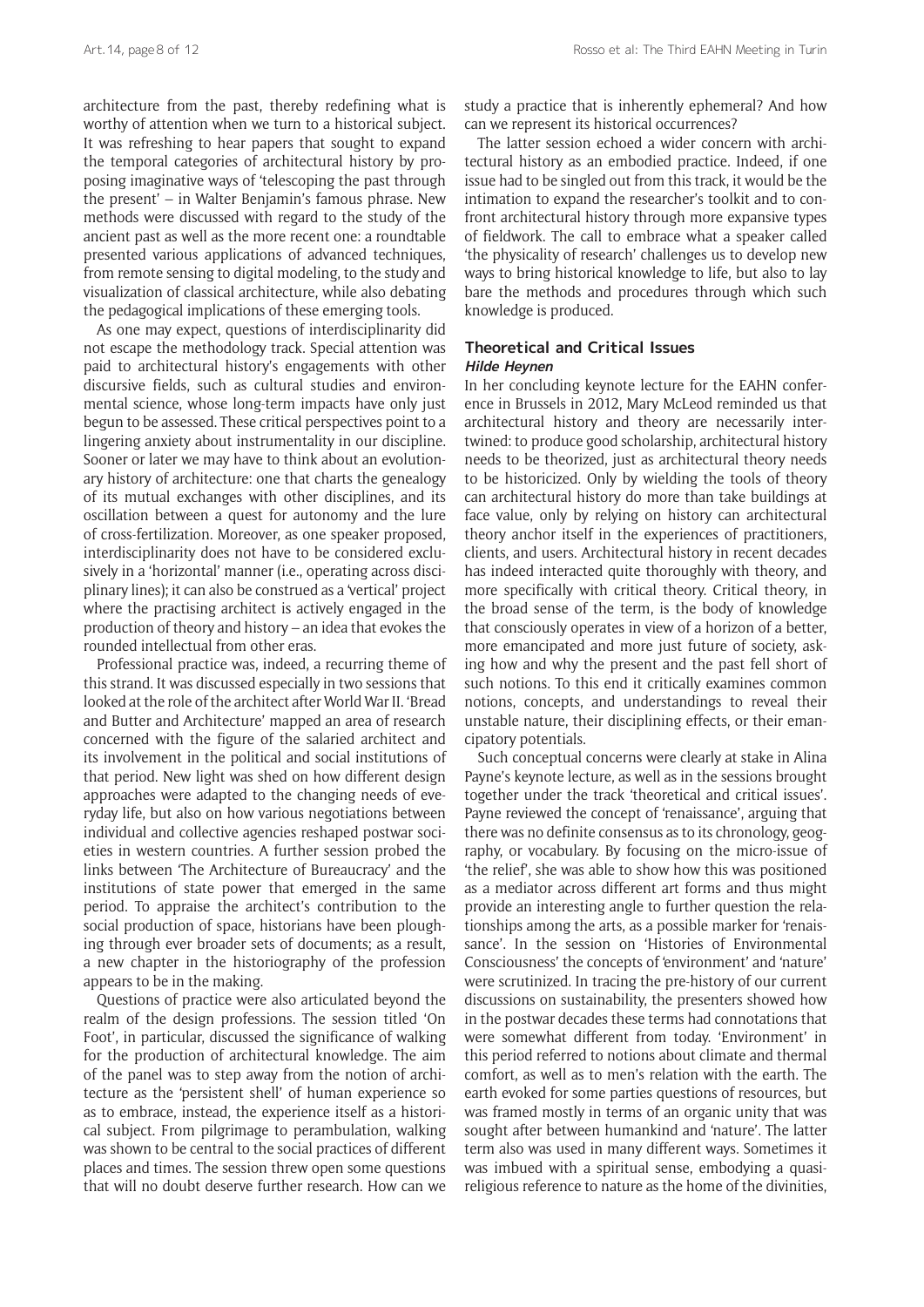architecture from the past, thereby redefining what is worthy of attention when we turn to a historical subject. It was refreshing to hear papers that sought to expand the temporal categories of architectural history by proposing imaginative ways of 'telescoping the past through the present' – in Walter Benjamin's famous phrase. New methods were discussed with regard to the study of the ancient past as well as the more recent one: a roundtable presented various applications of advanced techniques, from remote sensing to digital modeling, to the study and visualization of classical architecture, while also debating the pedagogical implications of these emerging tools.

As one may expect, questions of interdisciplinarity did not escape the methodology track. Special attention was paid to architectural history's engagements with other discursive fields, such as cultural studies and environmental science, whose long-term impacts have only just begun to be assessed. These critical perspectives point to a lingering anxiety about instrumentality in our discipline. Sooner or later we may have to think about an evolutionary history of architecture: one that charts the genealogy of its mutual exchanges with other disciplines, and its oscillation between a quest for autonomy and the lure of cross-fertilization. Moreover, as one speaker proposed, interdisciplinarity does not have to be considered exclusively in a 'horizontal' manner (i.e., operating across disciplinary lines); it can also be construed as a 'vertical' project where the practising architect is actively engaged in the production of theory and history – an idea that evokes the rounded intellectual from other eras.

Professional practice was, indeed, a recurring theme of this strand. It was discussed especially in two sessions that looked at the role of the architect after World War II. 'Bread and Butter and Architecture' mapped an area of research concerned with the figure of the salaried architect and its involvement in the political and social institutions of that period. New light was shed on how different design approaches were adapted to the changing needs of everyday life, but also on how various negotiations between individual and collective agencies reshaped postwar societies in western countries. A further session probed the links between 'The Architecture of Bureaucracy' and the institutions of state power that emerged in the same period. To appraise the architect's contribution to the social production of space, historians have been ploughing through ever broader sets of documents; as a result, a new chapter in the historiography of the profession appears to be in the making.

Questions of practice were also articulated beyond the realm of the design professions. The session titled 'On Foot', in particular, discussed the significance of walking for the production of architectural knowledge. The aim of the panel was to step away from the notion of architecture as the 'persistent shell' of human experience so as to embrace, instead, the experience itself as a historical subject. From pilgrimage to perambulation, walking was shown to be central to the social practices of different places and times. The session threw open some questions that will no doubt deserve further research. How can we study a practice that is inherently ephemeral? And how can we represent its historical occurrences?

The latter session echoed a wider concern with architectural history as an embodied practice. Indeed, if one issue had to be singled out from this track, it would be the intimation to expand the researcher's toolkit and to confront architectural history through more expansive types of fieldwork. The call to embrace what a speaker called 'the physicality of research' challenges us to develop new ways to bring historical knowledge to life, but also to lay bare the methods and procedures through which such knowledge is produced.

## Theoretical and Critical Issues

***Hilde Heynen***

In her concluding keynote lecture for the EAHN conference in Brussels in 2012, Mary McLeod reminded us that architectural history and theory are necessarily intertwined: to produce good scholarship, architectural history needs to be theorized, just as architectural theory needs to be historicized. Only by wielding the tools of theory can architectural history do more than take buildings at face value, only by relying on history can architectural theory anchor itself in the experiences of practitioners, clients, and users. Architectural history in recent decades has indeed interacted quite thoroughly with theory, and more specifically with critical theory. Critical theory, in the broad sense of the term, is the body of knowledge that consciously operates in view of a horizon of a better, more emancipated and more just future of society, asking how and why the present and the past fell short of such notions. To this end it critically examines common notions, concepts, and understandings to reveal their unstable nature, their disciplining effects, or their emancipatory potentials.

Such conceptual concerns were clearly at stake in Alina Payne's keynote lecture, as well as in the sessions brought together under the track 'theoretical and critical issues'. Payne reviewed the concept of 'renaissance', arguing that there was no definite consensus as to its chronology, geography, or vocabulary. By focusing on the micro-issue of 'the relief', she was able to show how this was positioned as a mediator across different art forms and thus might provide an interesting angle to further question the relationships among the arts, as a possible marker for 'renaissance'. In the session on 'Histories of Environmental Consciousness' the concepts of 'environment' and 'nature' were scrutinized. In tracing the pre-history of our current discussions on sustainability, the presenters showed how in the postwar decades these terms had connotations that were somewhat different from today. 'Environment' in this period referred to notions about climate and thermal comfort, as well as to men's relation with the earth. The earth evoked for some parties questions of resources, but was framed mostly in terms of an organic unity that was sought after between humankind and 'nature'. The latter term also was used in many different ways. Sometimes it was imbued with a spiritual sense, embodying a quasi-religious reference to nature as the home of the divinities,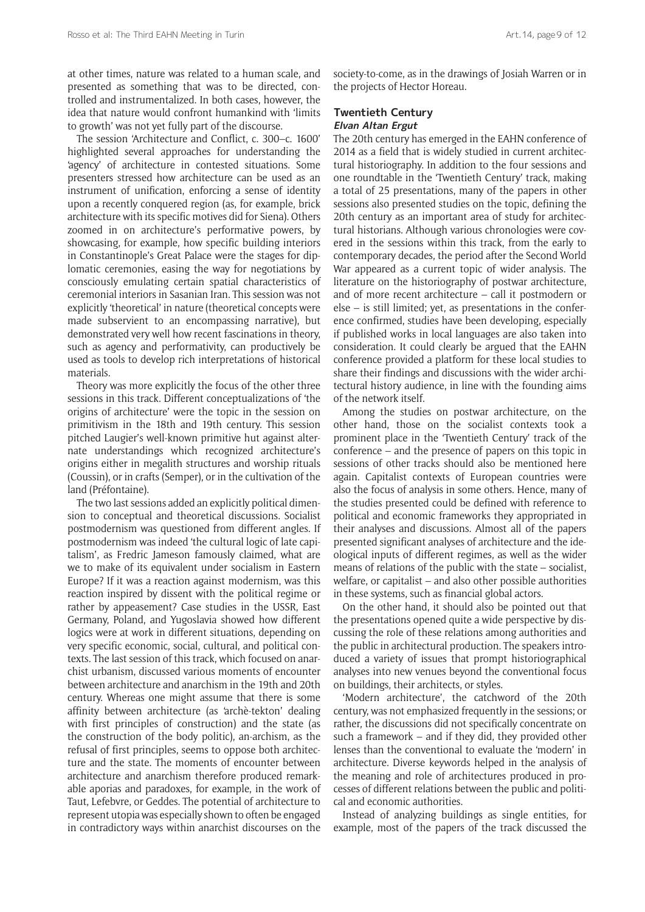at other times, nature was related to a human scale, and presented as something that was to be directed, controlled and instrumentalized. In both cases, however, the idea that nature would confront humankind with 'limits to growth' was not yet fully part of the discourse.

The session 'Architecture and Conflict, c. 300–c. 1600' highlighted several approaches for understanding the 'agency' of architecture in contested situations. Some presenters stressed how architecture can be used as an instrument of unification, enforcing a sense of identity upon a recently conquered region (as, for example, brick architecture with its specific motives did for Siena). Others zoomed in on architecture's performative powers, by showcasing, for example, how specific building interiors in Constantinople's Great Palace were the stages for diplomatic ceremonies, easing the way for negotiations by consciously emulating certain spatial characteristics of ceremonial interiors in Sasanian Iran. This session was not explicitly 'theoretical' in nature (theoretical concepts were made subservient to an encompassing narrative), but demonstrated very well how recent fascinations in theory, such as agency and performativity, can productively be used as tools to develop rich interpretations of historical materials.

Theory was more explicitly the focus of the other three sessions in this track. Different conceptualizations of 'the origins of architecture' were the topic in the session on primitivism in the 18th and 19th century. This session pitched Laugier's well-known primitive hut against alternate understandings which recognized architecture's origins either in megalith structures and worship rituals (Coussin), or in crafts (Semper), or in the cultivation of the land (Préfontaine).

The two last sessions added an explicitly political dimension to conceptual and theoretical discussions. Socialist postmodernism was questioned from different angles. If postmodernism was indeed 'the cultural logic of late capitalism', as Fredric Jameson famously claimed, what are we to make of its equivalent under socialism in Eastern Europe? If it was a reaction against modernism, was this reaction inspired by dissent with the political regime or rather by appeasement? Case studies in the USSR, East Germany, Poland, and Yugoslavia showed how different logics were at work in different situations, depending on very specific economic, social, cultural, and political contexts. The last session of this track, which focused on anarchist urbanism, discussed various moments of encounter between architecture and anarchism in the 19th and 20th century. Whereas one might assume that there is some affinity between architecture (as 'archè-tekton' dealing with first principles of construction) and the state (as the construction of the body politic), an-archism, as the refusal of first principles, seems to oppose both architecture and the state. The moments of encounter between architecture and anarchism therefore produced remarkable aporias and paradoxes, for example, in the work of Taut, Lefebvre, or Geddes. The potential of architecture to represent utopia was especially shown to often be engaged in contradictory ways within anarchist discourses on the society-to-come, as in the drawings of Josiah Warren or in the projects of Hector Horeau.

## Twentieth Century

***Elvan Altan Ergut***

The 20th century has emerged in the EAHN conference of 2014 as a field that is widely studied in current architectural historiography. In addition to the four sessions and one roundtable in the 'Twentieth Century' track, making a total of 25 presentations, many of the papers in other sessions also presented studies on the topic, defining the 20th century as an important area of study for architectural historians. Although various chronologies were covered in the sessions within this track, from the early to contemporary decades, the period after the Second World War appeared as a current topic of wider analysis. The literature on the historiography of postwar architecture, and of more recent architecture – call it postmodern or else – is still limited; yet, as presentations in the conference confirmed, studies have been developing, especially if published works in local languages are also taken into consideration. It could clearly be argued that the EAHN conference provided a platform for these local studies to share their findings and discussions with the wider architectural history audience, in line with the founding aims of the network itself.

Among the studies on postwar architecture, on the other hand, those on the socialist contexts took a prominent place in the 'Twentieth Century' track of the conference – and the presence of papers on this topic in sessions of other tracks should also be mentioned here again. Capitalist contexts of European countries were also the focus of analysis in some others. Hence, many of the studies presented could be defined with reference to political and economic frameworks they appropriated in their analyses and discussions. Almost all of the papers presented significant analyses of architecture and the ideological inputs of different regimes, as well as the wider means of relations of the public with the state – socialist, welfare, or capitalist – and also other possible authorities in these systems, such as financial global actors.

On the other hand, it should also be pointed out that the presentations opened quite a wide perspective by discussing the role of these relations among authorities and the public in architectural production. The speakers introduced a variety of issues that prompt historiographical analyses into new venues beyond the conventional focus on buildings, their architects, or styles.

'Modern architecture', the catchword of the 20th century, was not emphasized frequently in the sessions; or rather, the discussions did not specifically concentrate on such a framework – and if they did, they provided other lenses than the conventional to evaluate the 'modern' in architecture. Diverse keywords helped in the analysis of the meaning and role of architectures produced in processes of different relations between the public and political and economic authorities.

Instead of analyzing buildings as single entities, for example, most of the papers of the track discussed the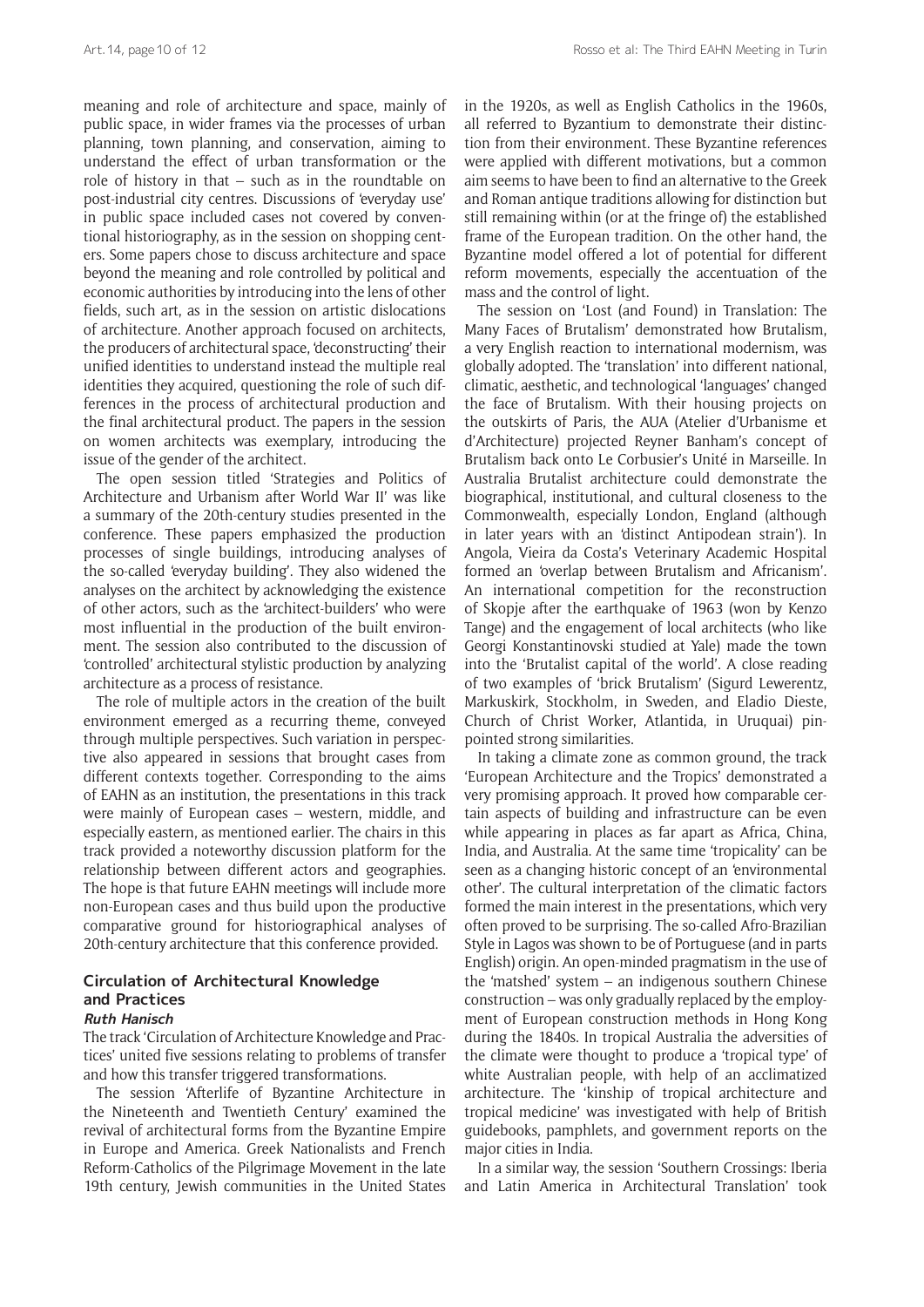meaning and role of architecture and space, mainly of public space, in wider frames via the processes of urban planning, town planning, and conservation, aiming to understand the effect of urban transformation or the role of history in that – such as in the roundtable on post-industrial city centres. Discussions of 'everyday use' in public space included cases not covered by conventional historiography, as in the session on shopping centers. Some papers chose to discuss architecture and space beyond the meaning and role controlled by political and economic authorities by introducing into the lens of other fields, such art, as in the session on artistic dislocations of architecture. Another approach focused on architects, the producers of architectural space, 'deconstructing' their unified identities to understand instead the multiple real identities they acquired, questioning the role of such differences in the process of architectural production and the final architectural product. The papers in the session on women architects was exemplary, introducing the issue of the gender of the architect.

The open session titled 'Strategies and Politics of Architecture and Urbanism after World War II' was like a summary of the 20th-century studies presented in the conference. These papers emphasized the production processes of single buildings, introducing analyses of the so-called 'everyday building'. They also widened the analyses on the architect by acknowledging the existence of other actors, such as the 'architect-builders' who were most influential in the production of the built environment. The session also contributed to the discussion of 'controlled' architectural stylistic production by analyzing architecture as a process of resistance.

The role of multiple actors in the creation of the built environment emerged as a recurring theme, conveyed through multiple perspectives. Such variation in perspective also appeared in sessions that brought cases from different contexts together. Corresponding to the aims of EAHN as an institution, the presentations in this track were mainly of European cases – western, middle, and especially eastern, as mentioned earlier. The chairs in this track provided a noteworthy discussion platform for the relationship between different actors and geographies. The hope is that future EAHN meetings will include more non-European cases and thus build upon the productive comparative ground for historiographical analyses of 20th-century architecture that this conference provided.

## Circulation of Architectural Knowledge and Practices

***Ruth Hanisch***

The track 'Circulation of Architecture Knowledge and Practices' united five sessions relating to problems of transfer and how this transfer triggered transformations.

The session 'Afterlife of Byzantine Architecture in the Nineteenth and Twentieth Century' examined the revival of architectural forms from the Byzantine Empire in Europe and America. Greek Nationalists and French Reform-Catholics of the Pilgrimage Movement in the late 19th century, Jewish communities in the United States in the 1920s, as well as English Catholics in the 1960s, all referred to Byzantium to demonstrate their distinction from their environment. These Byzantine references were applied with different motivations, but a common aim seems to have been to find an alternative to the Greek and Roman antique traditions allowing for distinction but still remaining within (or at the fringe of) the established frame of the European tradition. On the other hand, the Byzantine model offered a lot of potential for different reform movements, especially the accentuation of the mass and the control of light.

The session on 'Lost (and Found) in Translation: The Many Faces of Brutalism' demonstrated how Brutalism, a very English reaction to international modernism, was globally adopted. The 'translation' into different national, climatic, aesthetic, and technological 'languages' changed the face of Brutalism. With their housing projects on the outskirts of Paris, the AUA (Atelier d'Urbanisme et d'Architecture) projected Reyner Banham's concept of Brutalism back onto Le Corbusier's Unité in Marseille. In Australia Brutalist architecture could demonstrate the biographical, institutional, and cultural closeness to the Commonwealth, especially London, England (although in later years with an 'distinct Antipodean strain'). In Angola, Vieira da Costa's Veterinary Academic Hospital formed an 'overlap between Brutalism and Africanism'. An international competition for the reconstruction of Skopje after the earthquake of 1963 (won by Kenzo Tange) and the engagement of local architects (who like Georgi Konstantinovski studied at Yale) made the town into the 'Brutalist capital of the world'. A close reading of two examples of 'brick Brutalism' (Sigurd Lewerentz, Markuskirk, Stockholm, in Sweden, and Eladio Dieste, Church of Christ Worker, Atlantida, in Uruquai) pinpointed strong similarities.

In taking a climate zone as common ground, the track 'European Architecture and the Tropics' demonstrated a very promising approach. It proved how comparable certain aspects of building and infrastructure can be even while appearing in places as far apart as Africa, China, India, and Australia. At the same time 'tropicality' can be seen as a changing historic concept of an 'environmental other'. The cultural interpretation of the climatic factors formed the main interest in the presentations, which very often proved to be surprising. The so-called Afro-Brazilian Style in Lagos was shown to be of Portuguese (and in parts English) origin. An open-minded pragmatism in the use of the 'matshed' system – an indigenous southern Chinese construction – was only gradually replaced by the employment of European construction methods in Hong Kong during the 1840s. In tropical Australia the adversities of the climate were thought to produce a 'tropical type' of white Australian people, with help of an acclimatized architecture. The 'kinship of tropical architecture and tropical medicine' was investigated with help of British guidebooks, pamphlets, and government reports on the major cities in India.

In a similar way, the session 'Southern Crossings: Iberia and Latin America in Architectural Translation' took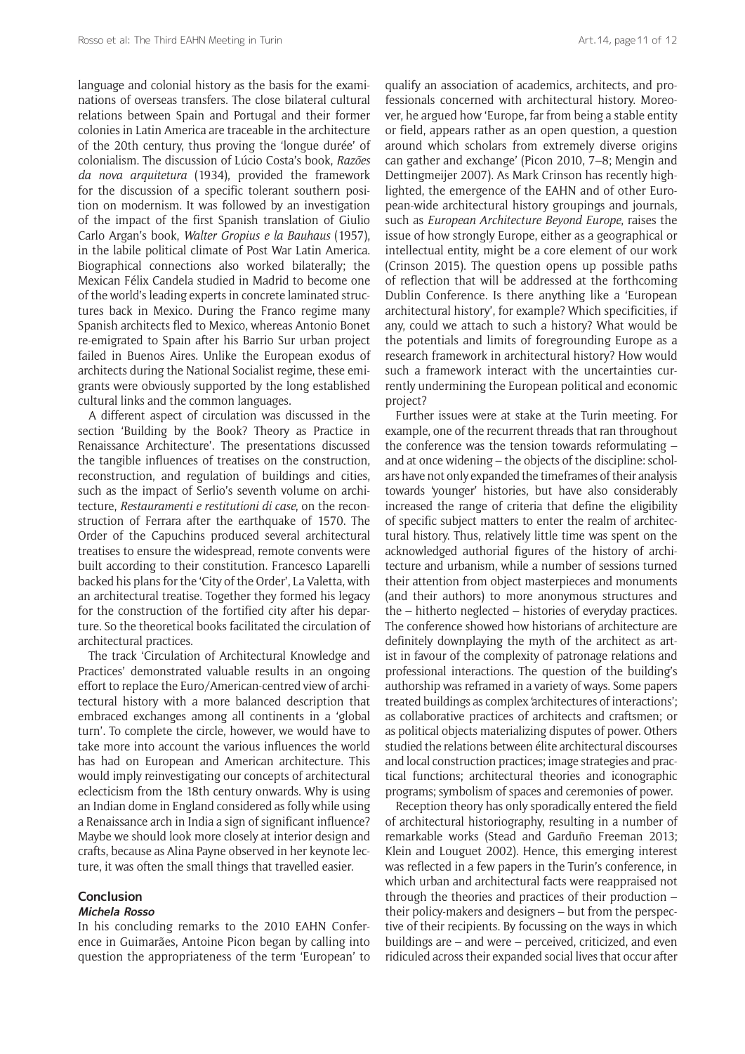language and colonial history as the basis for the examinations of overseas transfers. The close bilateral cultural relations between Spain and Portugal and their former colonies in Latin America are traceable in the architecture of the 20th century, thus proving the 'longue durée' of colonialism. The discussion of Lúcio Costa's book, *Razões da nova arquitetura* (1934), provided the framework for the discussion of a specific tolerant southern position on modernism. It was followed by an investigation of the impact of the first Spanish translation of Giulio Carlo Argan's book, *Walter Gropius e la Bauhaus* (1957), in the labile political climate of Post War Latin America. Biographical connections also worked bilaterally; the Mexican Félix Candela studied in Madrid to become one of the world's leading experts in concrete laminated structures back in Mexico. During the Franco regime many Spanish architects fled to Mexico, whereas Antonio Bonet re-emigrated to Spain after his Barrio Sur urban project failed in Buenos Aires. Unlike the European exodus of architects during the National Socialist regime, these emigrants were obviously supported by the long established cultural links and the common languages.

A different aspect of circulation was discussed in the section 'Building by the Book? Theory as Practice in Renaissance Architecture'. The presentations discussed the tangible influences of treatises on the construction, reconstruction, and regulation of buildings and cities, such as the impact of Serlio's seventh volume on architecture, *Restauramenti e restitutioni di case*, on the reconstruction of Ferrara after the earthquake of 1570. The Order of the Capuchins produced several architectural treatises to ensure the widespread, remote convents were built according to their constitution. Francesco Laparelli backed his plans for the 'City of the Order', La Valetta, with an architectural treatise. Together they formed his legacy for the construction of the fortified city after his departure. So the theoretical books facilitated the circulation of architectural practices.

The track 'Circulation of Architectural Knowledge and Practices' demonstrated valuable results in an ongoing effort to replace the Euro/American-centred view of architectural history with a more balanced description that embraced exchanges among all continents in a 'global turn'. To complete the circle, however, we would have to take more into account the various influences the world has had on European and American architecture. This would imply reinvestigating our concepts of architectural eclecticism from the 18th century onwards. Why is using an Indian dome in England considered as folly while using a Renaissance arch in India a sign of significant influence? Maybe we should look more closely at interior design and crafts, because as Alina Payne observed in her keynote lecture, it was often the small things that travelled easier.

## Conclusion

***Michela Rosso***

In his concluding remarks to the 2010 EAHN Conference in Guimarães, Antoine Picon began by calling into question the appropriateness of the term 'European' to qualify an association of academics, architects, and professionals concerned with architectural history. Moreover, he argued how 'Europe, far from being a stable entity or field, appears rather as an open question, a question around which scholars from extremely diverse origins can gather and exchange' (Picon 2010, 7–8; Mengin and Dettingmeijer 2007). As Mark Crinson has recently highlighted, the emergence of the EAHN and of other European-wide architectural history groupings and journals, such as *European Architecture Beyond Europe*, raises the issue of how strongly Europe, either as a geographical or intellectual entity, might be a core element of our work (Crinson 2015). The question opens up possible paths of reflection that will be addressed at the forthcoming Dublin Conference. Is there anything like a 'European architectural history', for example? Which specificities, if any, could we attach to such a history? What would be the potentials and limits of foregrounding Europe as a research framework in architectural history? How would such a framework interact with the uncertainties currently undermining the European political and economic project?

Further issues were at stake at the Turin meeting. For example, one of the recurrent threads that ran throughout the conference was the tension towards reformulating – and at once widening – the objects of the discipline: scholars have not only expanded the timeframes of their analysis towards 'younger' histories, but have also considerably increased the range of criteria that define the eligibility of specific subject matters to enter the realm of architectural history. Thus, relatively little time was spent on the acknowledged authorial figures of the history of architecture and urbanism, while a number of sessions turned their attention from object masterpieces and monuments (and their authors) to more anonymous structures and the – hitherto neglected – histories of everyday practices. The conference showed how historians of architecture are definitely downplaying the myth of the architect as artist in favour of the complexity of patronage relations and professional interactions. The question of the building's authorship was reframed in a variety of ways. Some papers treated buildings as complex 'architectures of interactions'; as collaborative practices of architects and craftsmen; or as political objects materializing disputes of power. Others studied the relations between élite architectural discourses and local construction practices; image strategies and practical functions; architectural theories and iconographic programs; symbolism of spaces and ceremonies of power.

Reception theory has only sporadically entered the field of architectural historiography, resulting in a number of remarkable works (Stead and Garduño Freeman 2013; Klein and Louguet 2002). Hence, this emerging interest was reflected in a few papers in the Turin's conference, in which urban and architectural facts were reappraised not through the theories and practices of their production – their policy-makers and designers – but from the perspective of their recipients. By focussing on the ways in which buildings are – and were – perceived, criticized, and even ridiculed across their expanded social lives that occur after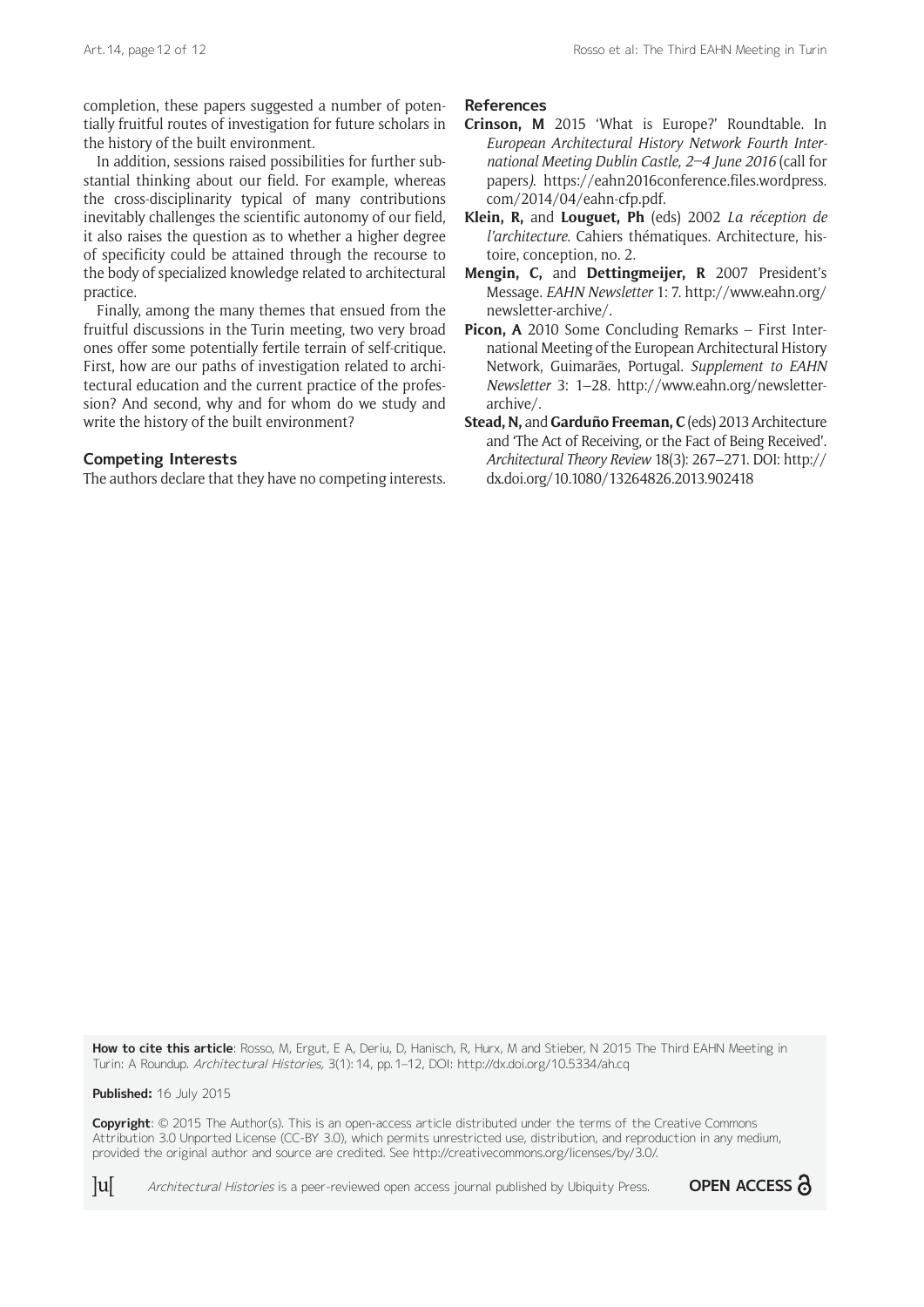completion, these papers suggested a number of potentially fruitful routes of investigation for future scholars in the history of the built environment.

In addition, sessions raised possibilities for further substantial thinking about our field. For example, whereas the cross-disciplinarity typical of many contributions inevitably challenges the scientific autonomy of our field, it also raises the question as to whether a higher degree of specificity could be attained through the recourse to the body of specialized knowledge related to architectural practice.

Finally, among the many themes that ensued from the fruitful discussions in the Turin meeting, two very broad ones offer some potentially fertile terrain of self-critique. First, how are our paths of investigation related to architectural education and the current practice of the profession? And second, why and for whom do we study and write the history of the built environment?

## Competing Interests

The authors declare that they have no competing interests.

## References

**Crinson, M** 2015 'What is Europe?' Roundtable. In *European Architectural History Network Fourth International Meeting Dublin Castle, 2–4 June 2016* (call for papers*)*. https://eahn2016conference.files.wordpress.com/2014/04/eahn-cfp.pdf.

**Klein, R,** and **Louguet, Ph** (eds) 2002 *La réception de l'architecture*. Cahiers thématiques. Architecture, histoire, conception, no. 2.

**Mengin, C,** and **Dettingmeijer, R** 2007 President's Message. *EAHN Newsletter* 1: 7. http://www.eahn.org/newsletter-archive/.

**Picon, A** 2010 Some Concluding Remarks – First International Meeting of the European Architectural History Network, Guimarães, Portugal. *Supplement to EAHN Newsletter* 3: 1–28. http://www.eahn.org/newsletter-archive/.

**Stead, N,** and **Garduño Freeman, C** (eds) 2013 Architecture and 'The Act of Receiving, or the Fact of Being Received'. *Architectural Theory Review* 18(3): 267–271. DOI: http://dx.doi.org/10.1080/13264826.2013.902418

**How to cite this article**: Rosso, M, Ergut, E A, Deriu, D, Hanisch, R, Hurx, M and Stieber, N 2015 The Third EAHN Meeting in Turin: A Roundup. *Architectural Histories,* 3(1): 14, pp. 1–12, DOI: http://dx.doi.org/10.5334/ah.cq

**Published:** 16 July 2015

**Copyright**: © 2015 The Author(s). This is an open-access article distributed under the terms of the Creative Commons Attribution 3.0 Unported License (CC-BY 3.0), which permits unrestricted use, distribution, and reproduction in any medium, provided the original author and source are credited. See http://creativecommons.org/licenses/by/3.0/.

*Architectural Histories* is a peer-reviewed open access journal published by Ubiquity Press.

**OPEN ACCESS**